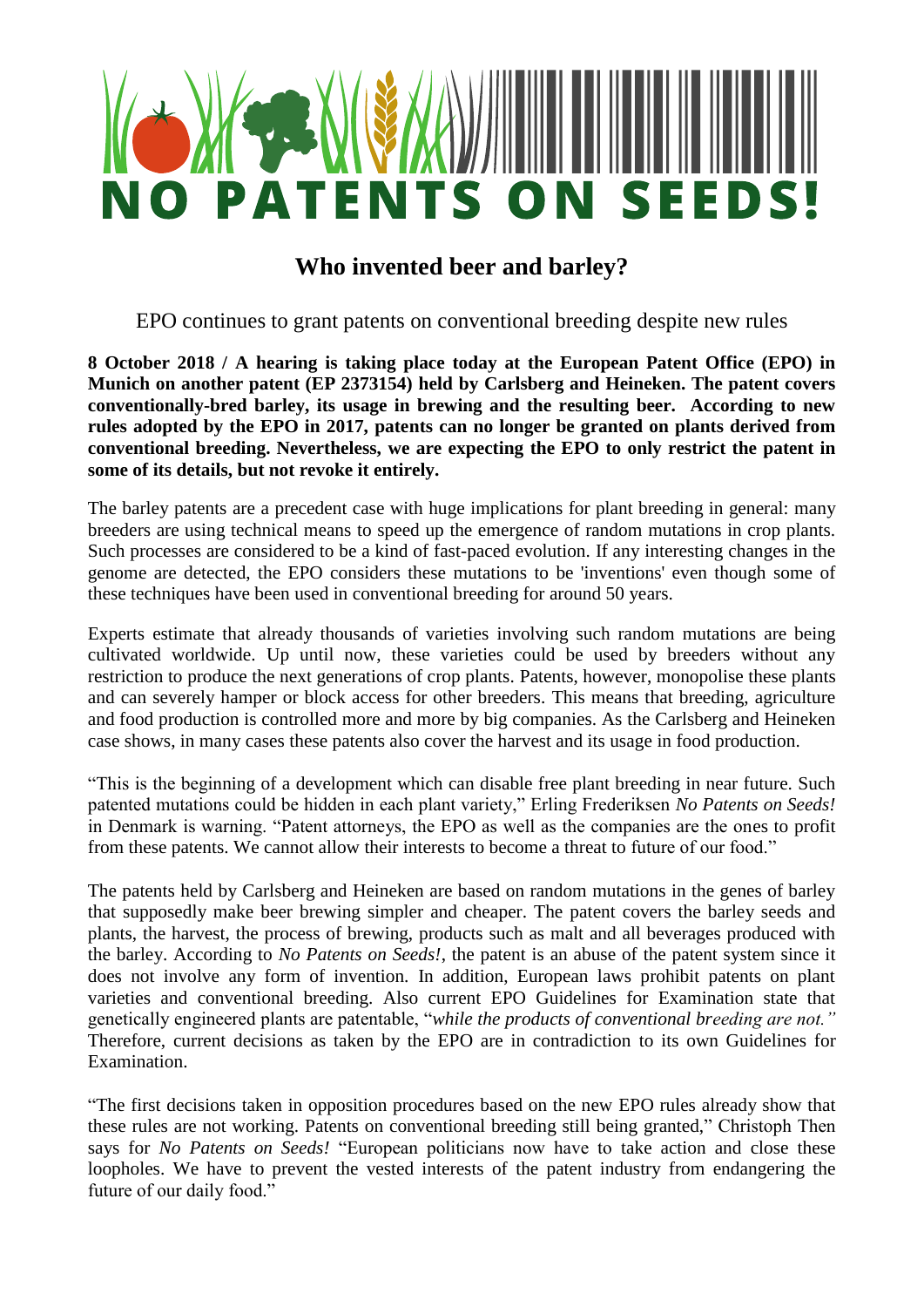# NO PATENTS ON SEEDS!

## Who invented beer and barley?

EPO continues to grant patents on conventional breeding despite new rules

**8 October 2018 / A hearing is taking place today at the European Patent Office (EPO) in Munich on another patent (EP 2373154) held by Carlsberg and Heineken. The patent covers conventionally-bred barley, its usage in brewing and the resulting beer. According to new rules adopted by the EPO in 2017, patents can no longer be granted on plants derived from conventional breeding. Nevertheless, we are expecting the EPO to only restrict the patent in some of its details, but not revoke it entirely.**

The barley patents are a precedent case with huge implications for plant breeding in general: many breeders are using technical means to speed up the emergence of random mutations in crop plants. Such processes are considered to be a kind of fast-paced evolution. If any interesting changes in the genome are detected, the EPO considers these mutations to be 'inventions' even though some of these techniques have been used in conventional breeding for around 50 years.

Experts estimate that already thousands of varieties involving such random mutations are being cultivated worldwide. Up until now, these varieties could be used by breeders without any restriction to produce the next generations of crop plants. Patents, however, monopolise these plants and can severely hamper or block access for other breeders. This means that breeding, agriculture and food production is controlled more and more by big companies. As the Carlsberg and Heineken case shows, in many cases these patents also cover the harvest and its usage in food production.

"This is the beginning of a development which can disable free plant breeding in near future. Such patented mutations could be hidden in each plant variety," Erling Frederiksen *No Patents on Seeds!* in Denmark is warning. "Patent attorneys, the EPO as well as the companies are the ones to profit from these patents. We cannot allow their interests to become a threat to future of our food."

The patents held by Carlsberg and Heineken are based on random mutations in the genes of barley that supposedly make beer brewing simpler and cheaper. The patent covers the barley seeds and plants, the harvest, the process of brewing, products such as malt and all beverages produced with the barley. According to *No Patents on Seeds!*, the patent is an abuse of the patent system since it does not involve any form of invention. In addition, European laws prohibit patents on plant varieties and conventional breeding. Also current EPO Guidelines for Examination state that genetically engineered plants are patentable, "*while the products of conventional breeding are not.*" Therefore, current decisions as taken by the EPO are in contradiction to its own Guidelines for Examination.

"The first decisions taken in opposition procedures based on the new EPO rules already show that these rules are not working. Patents on conventional breeding still being granted," Christoph Then says for *No Patents on Seeds!* "European politicians now have to take action and close these loopholes. We have to prevent the vested interests of the patent industry from endangering the future of our daily food."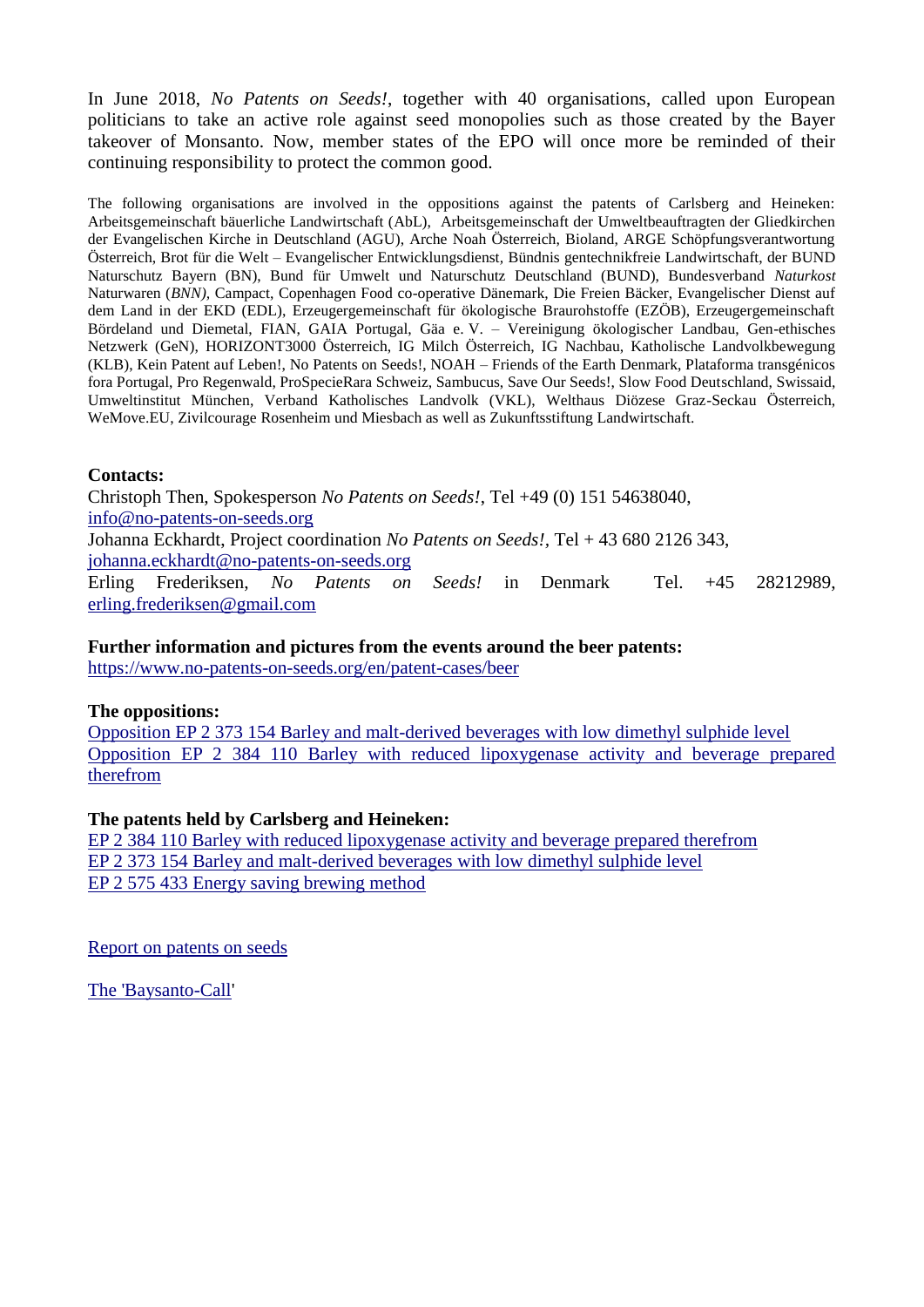In June 2018, *No Patents on Seeds!*, together with 40 organisations, called upon European politicians to take an active role against seed monopolies such as those created by the Bayer takeover of Monsanto. Now, member states of the EPO will once more be reminded of their continuing responsibility to protect the common good.

The following organisations are involved in the oppositions against the patents of Carlsberg and Heineken: Arbeitsgemeinschaft bäuerliche Landwirtschaft (AbL), Arbeitsgemeinschaft der Umweltbeauftragten der Gliedkirchen der Evangelischen Kirche in Deutschland (AGU), Arche Noah Österreich, Bioland, ARGE Schöpfungsverantwortung Österreich, Brot für die Welt – Evangelischer Entwicklungsdienst, Bündnis gentechnikfreie Landwirtschaft, der BUND Naturschutz Bayern (BN), Bund für Umwelt und Naturschutz Deutschland (BUND), Bundesverband *Naturkost* Naturwaren (*BNN)*, Campact, Copenhagen Food co-operative Dänemark, Die Freien Bäcker, Evangelischer Dienst auf dem Land in der EKD (EDL), Erzeugergemeinschaft für ökologische Braurohstoffe (EZÖB), Erzeugergemeinschaft Bördeland und Diemetal, FIAN, GAIA Portugal, Gäa e. V. – Vereinigung ökologischer Landbau, Gen-ethisches Netzwerk (GeN), HORIZONT3000 Österreich, IG Milch Österreich, IG Nachbau, Katholische Landvolkbewegung (KLB), Kein Patent auf Leben!, No Patents on Seeds!, NOAH – Friends of the Earth Denmark, Plataforma transgénicos fora Portugal, Pro Regenwald, ProSpecieRara Schweiz, Sambucus, Save Our Seeds!, Slow Food Deutschland, Swissaid, Umweltinstitut München, Verband Katholisches Landvolk (VKL), Welthaus Diözese Graz-Seckau Österreich, WeMove.EU, Zivilcourage Rosenheim und Miesbach as well as Zukunftsstiftung Landwirtschaft.

**Contacts:**
Christoph Then, Spokesperson *No Patents on Seeds!*, Tel +49 (0) 151 54638040,
info@no-patents-on-seeds.org
Johanna Eckhardt, Project coordination *No Patents on Seeds!*, Tel + 43 680 2126 343,
johanna.eckhardt@no-patents-on-seeds.org
Erling Frederiksen, *No Patents on Seeds!* in Denmark Tel. +45 28212989,
erling.frederiksen@gmail.com

**Further information and pictures from the events around the beer patents:**
https://www.no-patents-on-seeds.org/en/patent-cases/beer

**The oppositions:**
Opposition EP 2 373 154 Barley and malt-derived beverages with low dimethyl sulphide level
Opposition EP 2 384 110 Barley with reduced lipoxygenase activity and beverage prepared therefrom

**The patents held by Carlsberg and Heineken:**
EP 2 384 110 Barley with reduced lipoxygenase activity and beverage prepared therefrom
EP 2 373 154 Barley and malt-derived beverages with low dimethyl sulphide level
EP 2 575 433 Energy saving brewing method

Report on patents on seeds

The 'Baysanto-Call'